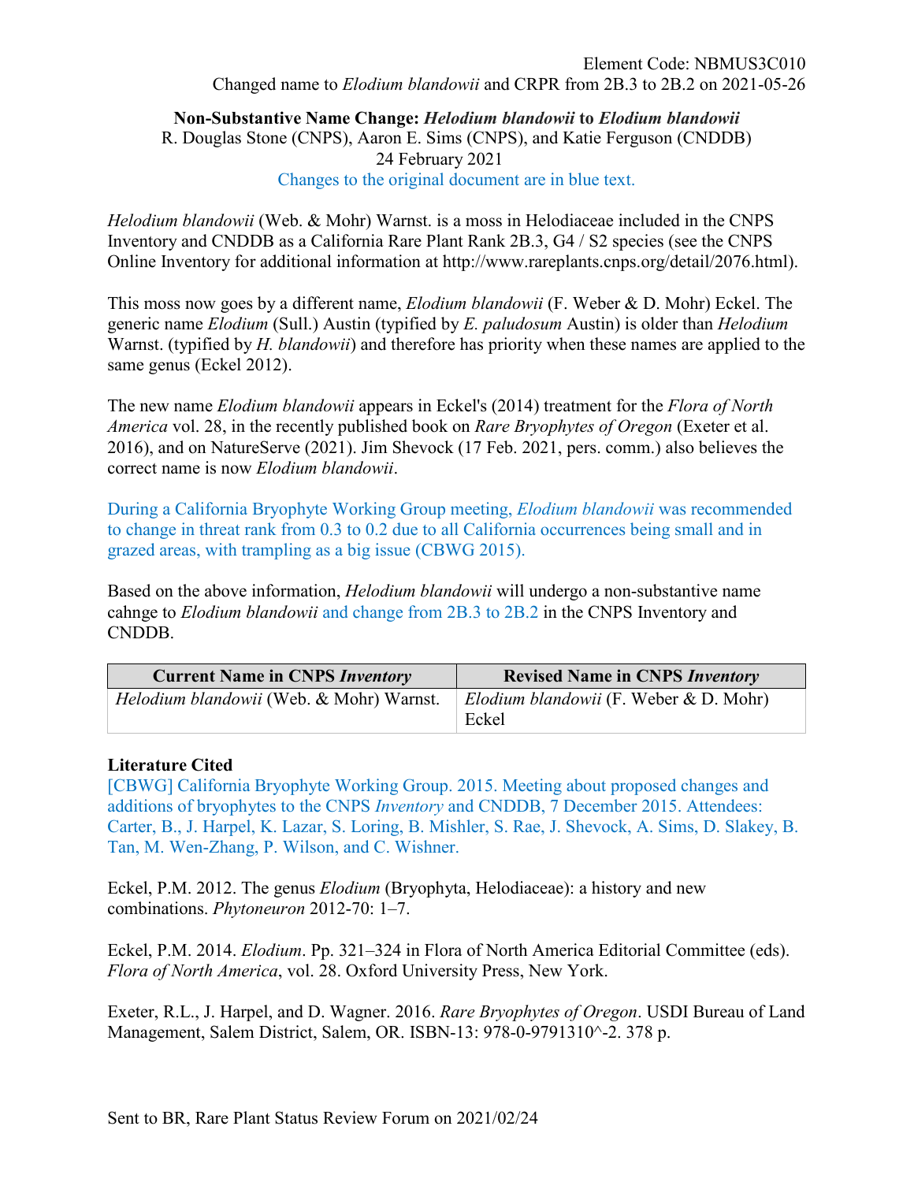Element Code: NBMUS3C010
Changed name to *Elodium blandowii* and CRPR from 2B.3 to 2B.2 on 2021-05-26

**Non-Substantive Name Change: *Helodium blandowii* to *Elodium blandowii***
R. Douglas Stone (CNPS), Aaron E. Sims (CNPS), and Katie Ferguson (CNDDB)
24 February 2021
Changes to the original document are in blue text.

*Helodium blandowii* (Web. & Mohr) Warnst. is a moss in Helodiaceae included in the CNPS Inventory and CNDDB as a California Rare Plant Rank 2B.3, G4 / S2 species (see the CNPS Online Inventory for additional information at http://www.rareplants.cnps.org/detail/2076.html).

This moss now goes by a different name, *Elodium blandowii* (F. Weber & D. Mohr) Eckel. The generic name *Elodium* (Sull.) Austin (typified by *E. paludosum* Austin) is older than *Helodium* Warnst. (typified by *H. blandowii*) and therefore has priority when these names are applied to the same genus (Eckel 2012).

The new name *Elodium blandowii* appears in Eckel's (2014) treatment for the *Flora of North America* vol. 28, in the recently published book on *Rare Bryophytes of Oregon* (Exeter et al. 2016), and on NatureServe (2021). Jim Shevock (17 Feb. 2021, pers. comm.) also believes the correct name is now *Elodium blandowii*.

During a California Bryophyte Working Group meeting, *Elodium blandowii* was recommended to change in threat rank from 0.3 to 0.2 due to all California occurrences being small and in grazed areas, with trampling as a big issue (CBWG 2015).

Based on the above information, *Helodium blandowii* will undergo a non-substantive name cahnge to *Elodium blandowii* and change from 2B.3 to 2B.2 in the CNPS Inventory and CNDDB.

| Current Name in CNPS *Inventory* | Revised Name in CNPS *Inventory* |
| --- | --- |
| *Helodium blandowii* (Web. & Mohr) Warnst. | *Elodium blandowii* (F. Weber & D. Mohr) Eckel |

**Literature Cited**

[CBWG] California Bryophyte Working Group. 2015. Meeting about proposed changes and additions of bryophytes to the CNPS *Inventory* and CNDDB, 7 December 2015. Attendees: Carter, B., J. Harpel, K. Lazar, S. Loring, B. Mishler, S. Rae, J. Shevock, A. Sims, D. Slakey, B. Tan, M. Wen-Zhang, P. Wilson, and C. Wishner.

Eckel, P.M. 2012. The genus *Elodium* (Bryophyta, Helodiaceae): a history and new combinations. *Phytoneuron* 2012-70: 1–7.

Eckel, P.M. 2014. *Elodium*. Pp. 321–324 in Flora of North America Editorial Committee (eds). *Flora of North America*, vol. 28. Oxford University Press, New York.

Exeter, R.L., J. Harpel, and D. Wagner. 2016. *Rare Bryophytes of Oregon*. USDI Bureau of Land Management, Salem District, Salem, OR. ISBN-13: 978-0-9791310^-2. 378 p.

Sent to BR, Rare Plant Status Review Forum on 2021/02/24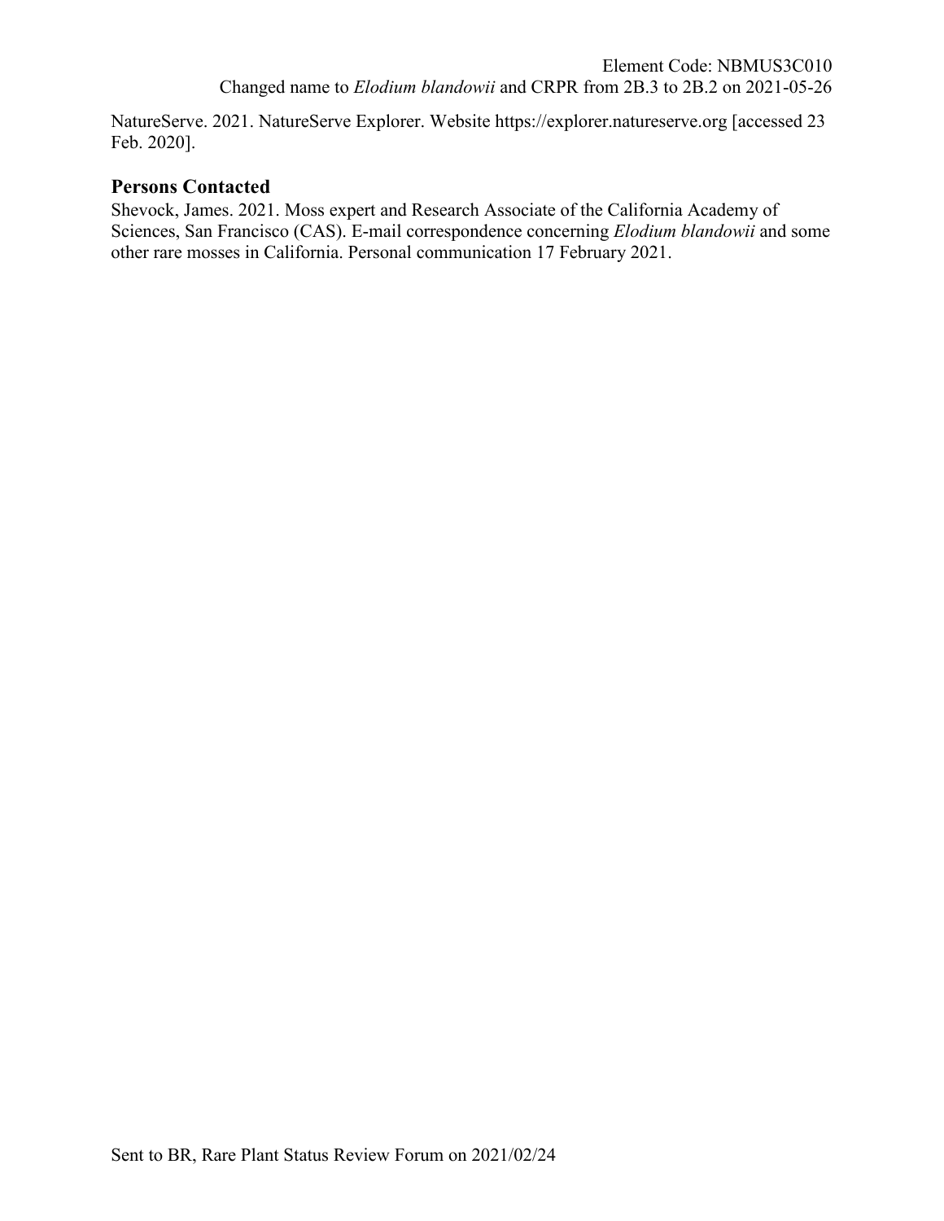NatureServe. 2021. NatureServe Explorer. Website https://explorer.natureserve.org [accessed 23 Feb. 2020].

## Persons Contacted

Shevock, James. 2021. Moss expert and Research Associate of the California Academy of Sciences, San Francisco (CAS). E-mail correspondence concerning *Elodium blandowii* and some other rare mosses in California. Personal communication 17 February 2021.